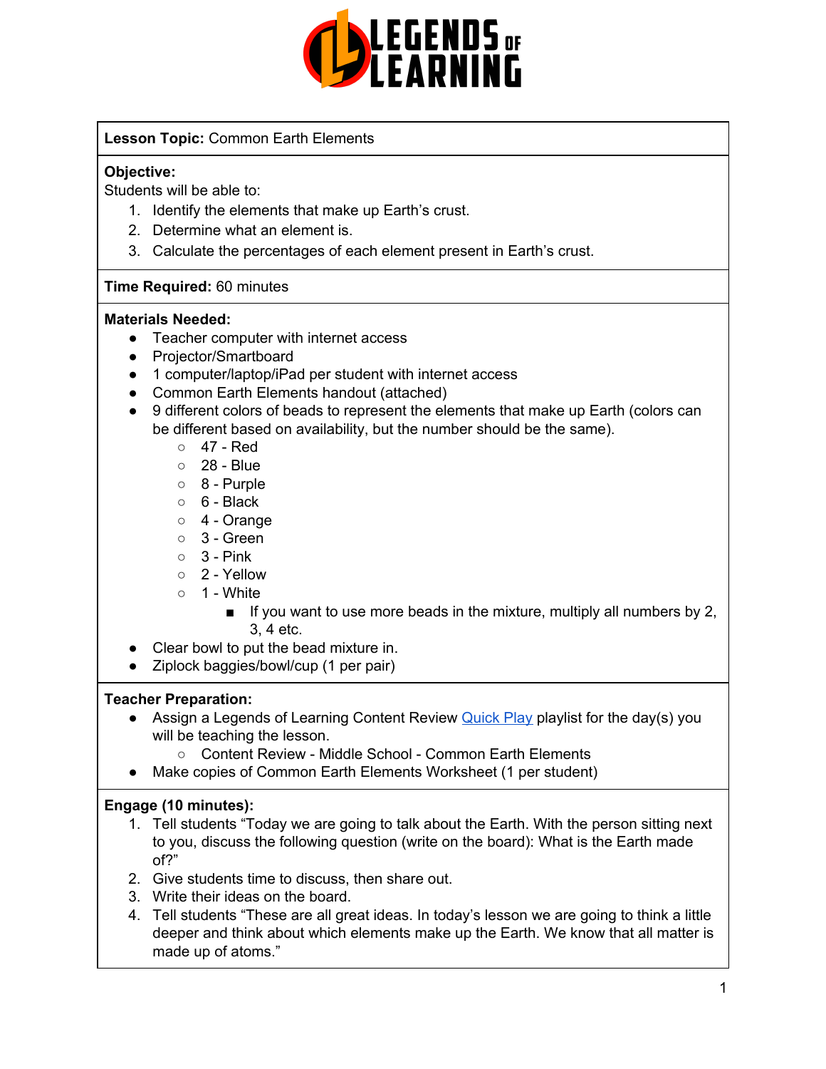**Lesson Topic:** Common Earth Elements

**Objective:**
Students will be able to:

1. Identify the elements that make up Earth's crust.
2. Determine what an element is.
3. Calculate the percentages of each element present in Earth's crust.

**Time Required:** 60 minutes

**Materials Needed:**

- Teacher computer with internet access
- Projector/Smartboard
- 1 computer/laptop/iPad per student with internet access
- Common Earth Elements handout (attached)
- 9 different colors of beads to represent the elements that make up Earth (colors can be different based on availability, but the number should be the same).
  - 47 - Red
  - 28 - Blue
  - 8 - Purple
  - 6 - Black
  - 4 - Orange
  - 3 - Green
  - 3 - Pink
  - 2 - Yellow
  - 1 - White
    - If you want to use more beads in the mixture, multiply all numbers by 2, 3, 4 etc.
- Clear bowl to put the bead mixture in.
- Ziplock baggies/bowl/cup (1 per pair)

**Teacher Preparation:**

- Assign a Legends of Learning Content Review [Quick Play]() playlist for the day(s) you will be teaching the lesson.
  - Content Review - Middle School - Common Earth Elements
- Make copies of Common Earth Elements Worksheet (1 per student)

**Engage (10 minutes):**

1. Tell students "Today we are going to talk about the Earth. With the person sitting next to you, discuss the following question (write on the board): What is the Earth made of?"
2. Give students time to discuss, then share out.
3. Write their ideas on the board.
4. Tell students "These are all great ideas. In today's lesson we are going to think a little deeper and think about which elements make up the Earth. We know that all matter is made up of atoms."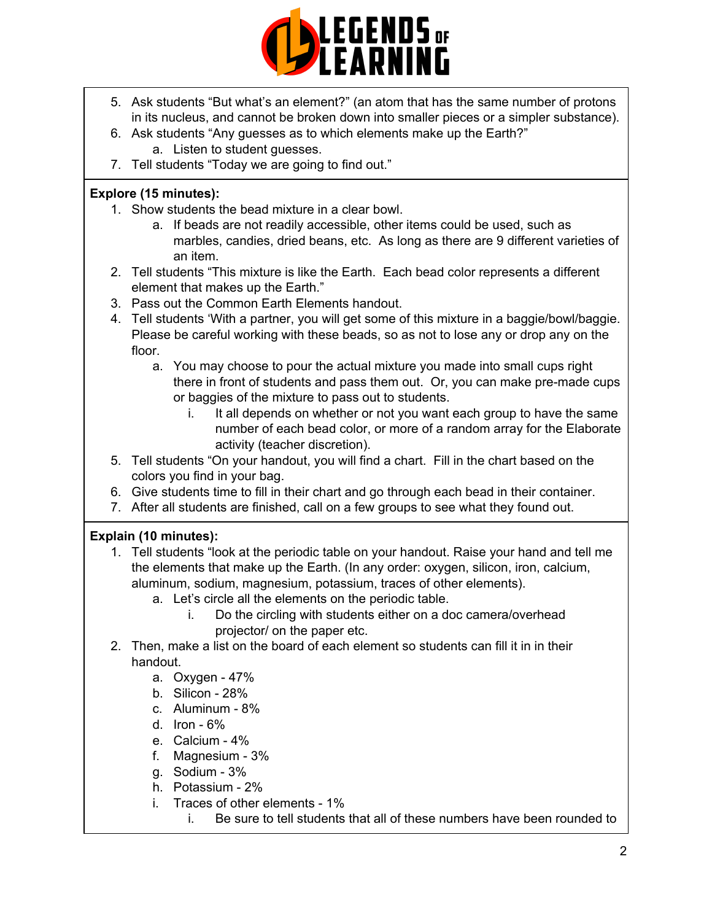5. Ask students "But what's an element?" (an atom that has the same number of protons in its nucleus, and cannot be broken down into smaller pieces or a simpler substance).
6. Ask students "Any guesses as to which elements make up the Earth?"
    a. Listen to student guesses.
7. Tell students "Today we are going to find out."

**Explore (15 minutes):**

1. Show students the bead mixture in a clear bowl.
    a. If beads are not readily accessible, other items could be used, such as marbles, candies, dried beans, etc. As long as there are 9 different varieties of an item.
2. Tell students "This mixture is like the Earth. Each bead color represents a different element that makes up the Earth."
3. Pass out the Common Earth Elements handout.
4. Tell students 'With a partner, you will get some of this mixture in a baggie/bowl/baggie. Please be careful working with these beads, so as not to lose any or drop any on the floor.
    a. You may choose to pour the actual mixture you made into small cups right there in front of students and pass them out. Or, you can make pre-made cups or baggies of the mixture to pass out to students.
        i. It all depends on whether or not you want each group to have the same number of each bead color, or more of a random array for the Elaborate activity (teacher discretion).
5. Tell students "On your handout, you will find a chart. Fill in the chart based on the colors you find in your bag.
6. Give students time to fill in their chart and go through each bead in their container.
7. After all students are finished, call on a few groups to see what they found out.

**Explain (10 minutes):**

1. Tell students "look at the periodic table on your handout. Raise your hand and tell me the elements that make up the Earth. (In any order: oxygen, silicon, iron, calcium, aluminum, sodium, magnesium, potassium, traces of other elements).
    a. Let's circle all the elements on the periodic table.
        i. Do the circling with students either on a doc camera/overhead projector/ on the paper etc.
2. Then, make a list on the board of each element so students can fill it in in their handout.
    a. Oxygen - 47%
    b. Silicon - 28%
    c. Aluminum - 8%
    d. Iron - 6%
    e. Calcium - 4%
    f. Magnesium - 3%
    g. Sodium - 3%
    h. Potassium - 2%
    i. Traces of other elements - 1%
        i. Be sure to tell students that all of these numbers have been rounded to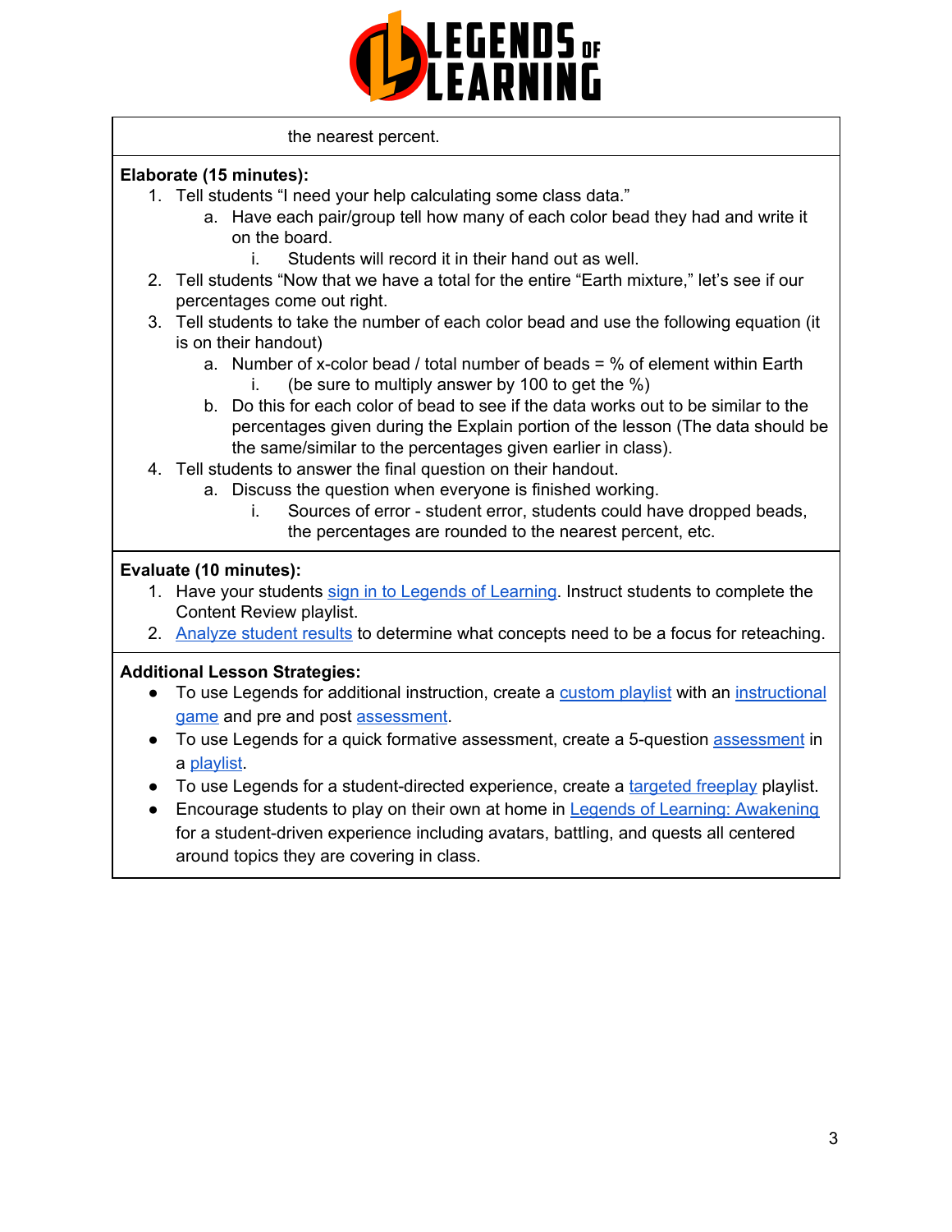the nearest percent.

**Elaborate (15 minutes):**

1. Tell students "I need your help calculating some class data."
   a. Have each pair/group tell how many of each color bead they had and write it on the board.
      i. Students will record it in their hand out as well.
2. Tell students "Now that we have a total for the entire "Earth mixture," let's see if our percentages come out right.
3. Tell students to take the number of each color bead and use the following equation (it is on their handout)
   a. Number of x-color bead / total number of beads = % of element within Earth
      i. (be sure to multiply answer by 100 to get the %)
   b. Do this for each color of bead to see if the data works out to be similar to the percentages given during the Explain portion of the lesson (The data should be the same/similar to the percentages given earlier in class).
4. Tell students to answer the final question on their handout.
   a. Discuss the question when everyone is finished working.
      i. Sources of error - student error, students could have dropped beads, the percentages are rounded to the nearest percent, etc.

**Evaluate (10 minutes):**

1. Have your students sign in to Legends of Learning. Instruct students to complete the Content Review playlist.
2. Analyze student results to determine what concepts need to be a focus for reteaching.

**Additional Lesson Strategies:**

- To use Legends for additional instruction, create a custom playlist with an instructional game and pre and post assessment.
- To use Legends for a quick formative assessment, create a 5-question assessment in a playlist.
- To use Legends for a student-directed experience, create a targeted freeplay playlist.
- Encourage students to play on their own at home in Legends of Learning: Awakening for a student-driven experience including avatars, battling, and quests all centered around topics they are covering in class.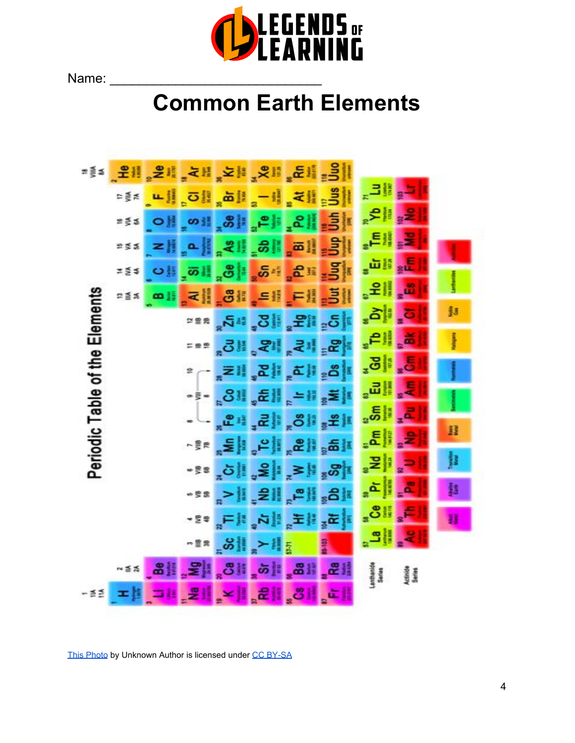Name: ___________________________

# Common Earth Elements

[This Photo](#) by Unknown Author is licensed under [CC BY-SA](#)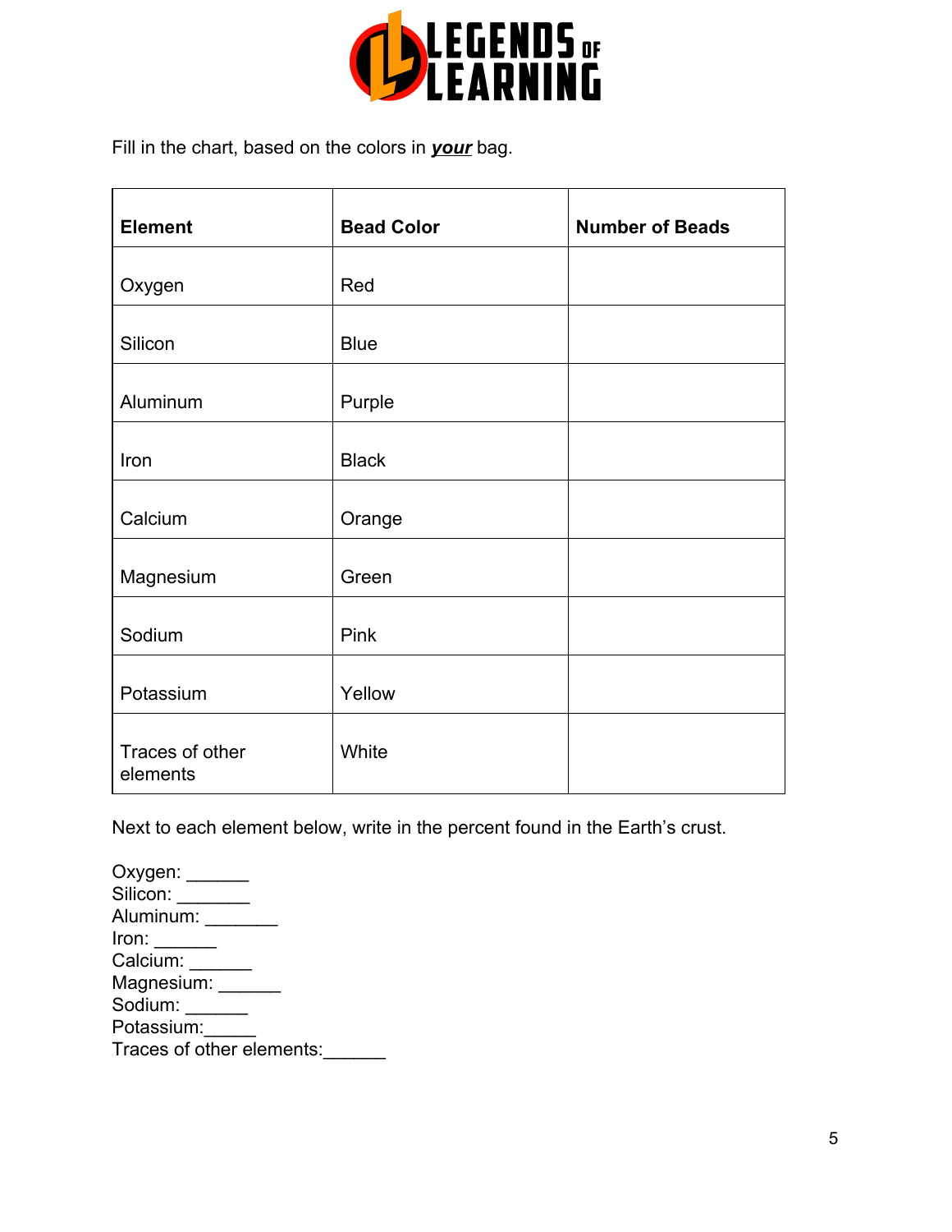Fill in the chart, based on the colors in ***your*** bag.

| Element | Bead Color | Number of Beads |
|---|---|---|
| Oxygen | Red | |
| Silicon | Blue | |
| Aluminum | Purple | |
| Iron | Black | |
| Calcium | Orange | |
| Magnesium | Green | |
| Sodium | Pink | |
| Potassium | Yellow | |
| Traces of other elements | White | |

Next to each element below, write in the percent found in the Earth's crust.

Oxygen: ______
Silicon: _______
Aluminum: _______
Iron: ______
Calcium: ______
Magnesium: ______
Sodium: ______
Potassium:_____
Traces of other elements:______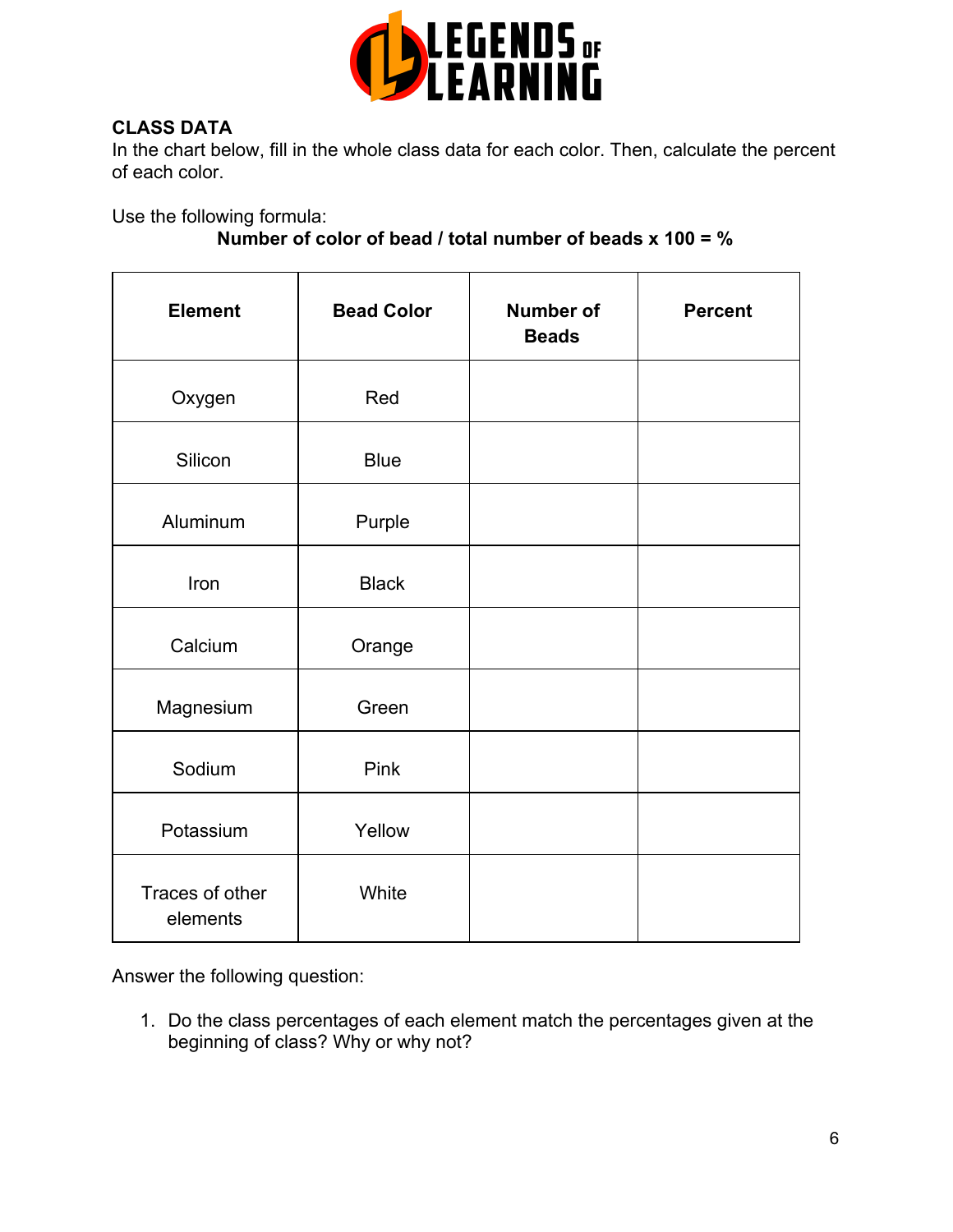**CLASS DATA**

In the chart below, fill in the whole class data for each color. Then, calculate the percent of each color.

Use the following formula:

**Number of color of bead / total number of beads x 100 = %**

| Element | Bead Color | Number of Beads | Percent |
|---|---|---|---|
| Oxygen | Red | | |
| Silicon | Blue | | |
| Aluminum | Purple | | |
| Iron | Black | | |
| Calcium | Orange | | |
| Magnesium | Green | | |
| Sodium | Pink | | |
| Potassium | Yellow | | |
| Traces of other elements | White | | |

Answer the following question:

1. Do the class percentages of each element match the percentages given at the beginning of class? Why or why not?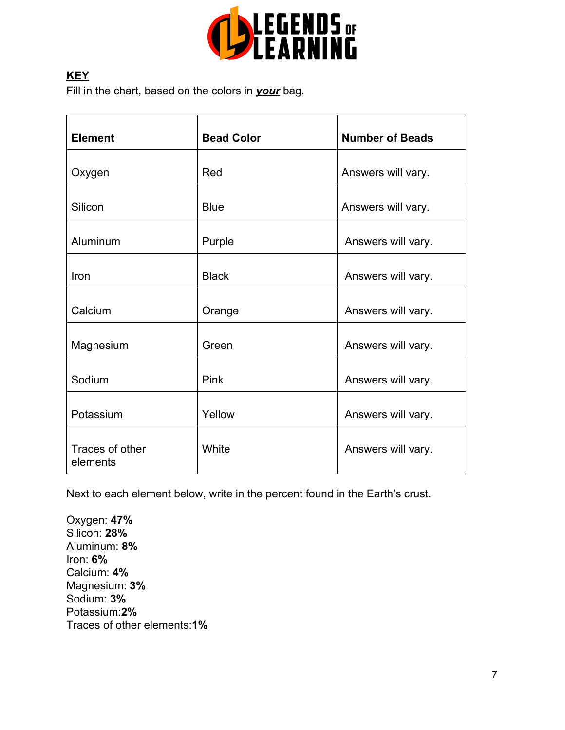**KEY**

Fill in the chart, based on the colors in ***your*** bag.

| Element | Bead Color | Number of Beads |
|---|---|---|
| Oxygen | Red | Answers will vary. |
| Silicon | Blue | Answers will vary. |
| Aluminum | Purple | Answers will vary. |
| Iron | Black | Answers will vary. |
| Calcium | Orange | Answers will vary. |
| Magnesium | Green | Answers will vary. |
| Sodium | Pink | Answers will vary. |
| Potassium | Yellow | Answers will vary. |
| Traces of other elements | White | Answers will vary. |

Next to each element below, write in the percent found in the Earth's crust.

Oxygen: **47%**
Silicon: **28%**
Aluminum: **8%**
Iron: **6%**
Calcium: **4%**
Magnesium: **3%**
Sodium: **3%**
Potassium:**2%**
Traces of other elements:**1%**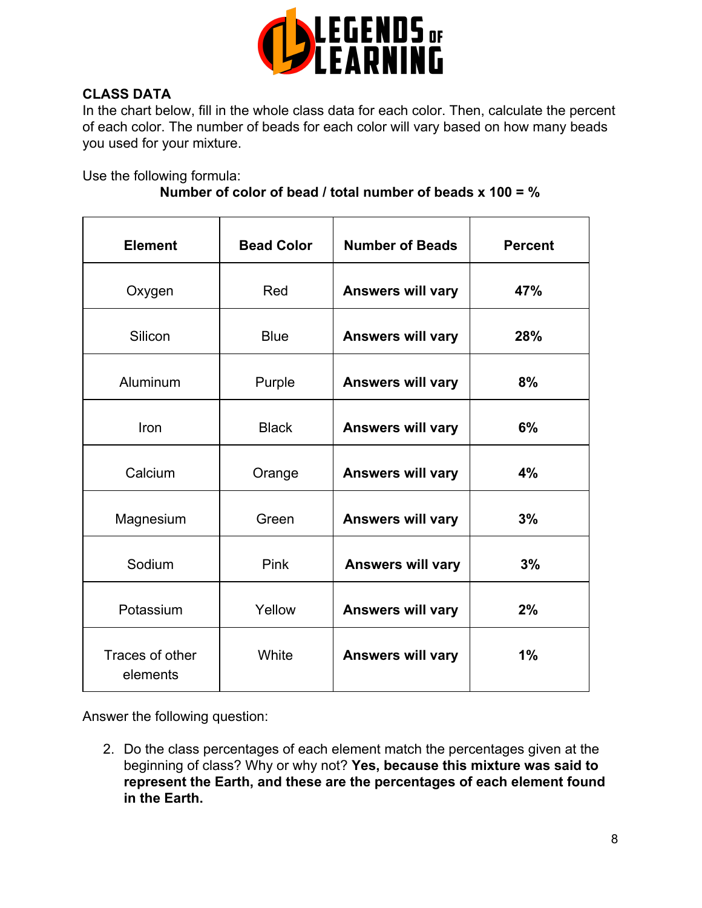## CLASS DATA

In the chart below, fill in the whole class data for each color. Then, calculate the percent of each color. The number of beads for each color will vary based on how many beads you used for your mixture.

Use the following formula:

**Number of color of bead / total number of beads x 100 = %**

| Element | Bead Color | Number of Beads | Percent |
|---|---|---|---|
| Oxygen | Red | **Answers will vary** | **47%** |
| Silicon | Blue | **Answers will vary** | **28%** |
| Aluminum | Purple | **Answers will vary** | **8%** |
| Iron | Black | **Answers will vary** | **6%** |
| Calcium | Orange | **Answers will vary** | **4%** |
| Magnesium | Green | **Answers will vary** | **3%** |
| Sodium | Pink | **Answers will vary** | **3%** |
| Potassium | Yellow | **Answers will vary** | **2%** |
| Traces of other elements | White | **Answers will vary** | **1%** |

Answer the following question:

2. Do the class percentages of each element match the percentages given at the beginning of class? Why or why not? **Yes, because this mixture was said to represent the Earth, and these are the percentages of each element found in the Earth.**